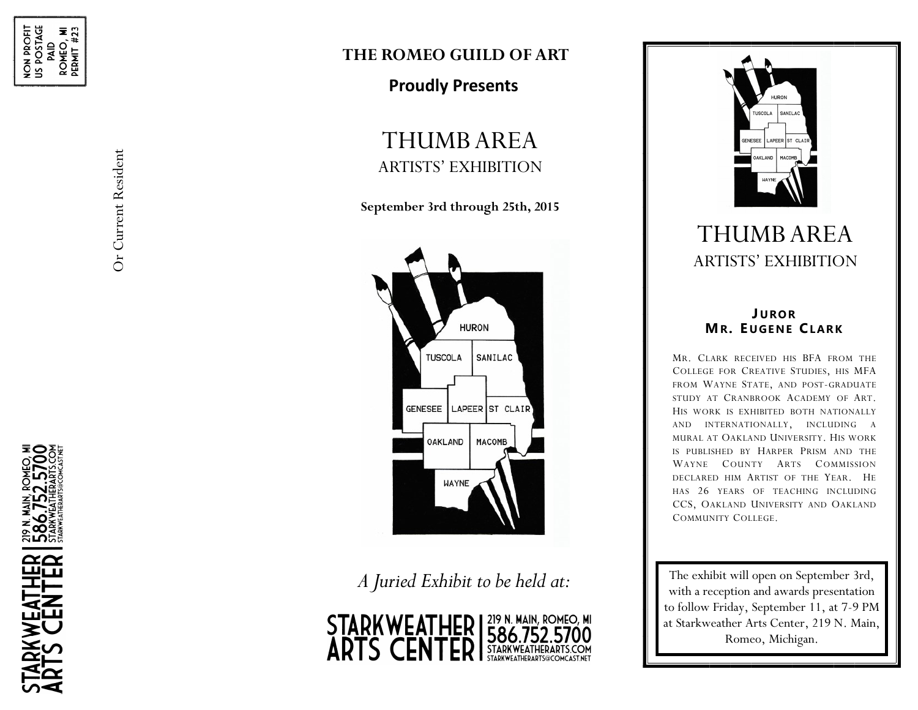NON PROFIT
US POSTAGE
PAID
ROMEO, MI
PERMIT #23

Or Current Resident

STARKWEATHER ARTS CENTER | 219 N. MAIN, ROMEO, MI
586.752.5700
STARKWEATHERARTS.COM
STARKWEATHERARTS@COMCAST.NET

**THE ROMEO GUILD OF ART**

**Proudly Presents**

# THUMB AREA
## ARTISTS' EXHIBITION

**September 3rd through 25th, 2015**

HURON
TUSCOLA
SANILAC
GENESEE
LAPEER
ST CLAIR
OAKLAND
MACOMB
WAYNE

*A Juried Exhibit to be held at:*

STARKWEATHER ARTS CENTER | 219 N. MAIN, ROMEO, MI
586.752.5700
STARKWEATHERARTS.COM
STARKWEATHERARTS@COMCAST.NET

HURON
TUSCOLA
SANILAC
GENESEE
LAPEER
ST CLAIR
OAKLAND
MACOMB
WAYNE

# THUMB AREA
## ARTISTS' EXHIBITION

**JUROR**
**MR. EUGENE CLARK**

MR. CLARK RECEIVED HIS BFA FROM THE COLLEGE FOR CREATIVE STUDIES, HIS MFA FROM WAYNE STATE, AND POST-GRADUATE STUDY AT CRANBROOK ACADEMY OF ART. HIS WORK IS EXHIBITED BOTH NATIONALLY AND INTERNATIONALLY, INCLUDING A MURAL AT OAKLAND UNIVERSITY. HIS WORK IS PUBLISHED BY HARPER PRISM AND THE WAYNE COUNTY ARTS COMMISSION DECLARED HIM ARTIST OF THE YEAR. HE HAS 26 YEARS OF TEACHING INCLUDING CCS, OAKLAND UNIVERSITY AND OAKLAND COMMUNITY COLLEGE.

The exhibit will open on September 3rd, with a reception and awards presentation to follow Friday, September 11, at 7-9 PM at Starkweather Arts Center, 219 N. Main, Romeo, Michigan.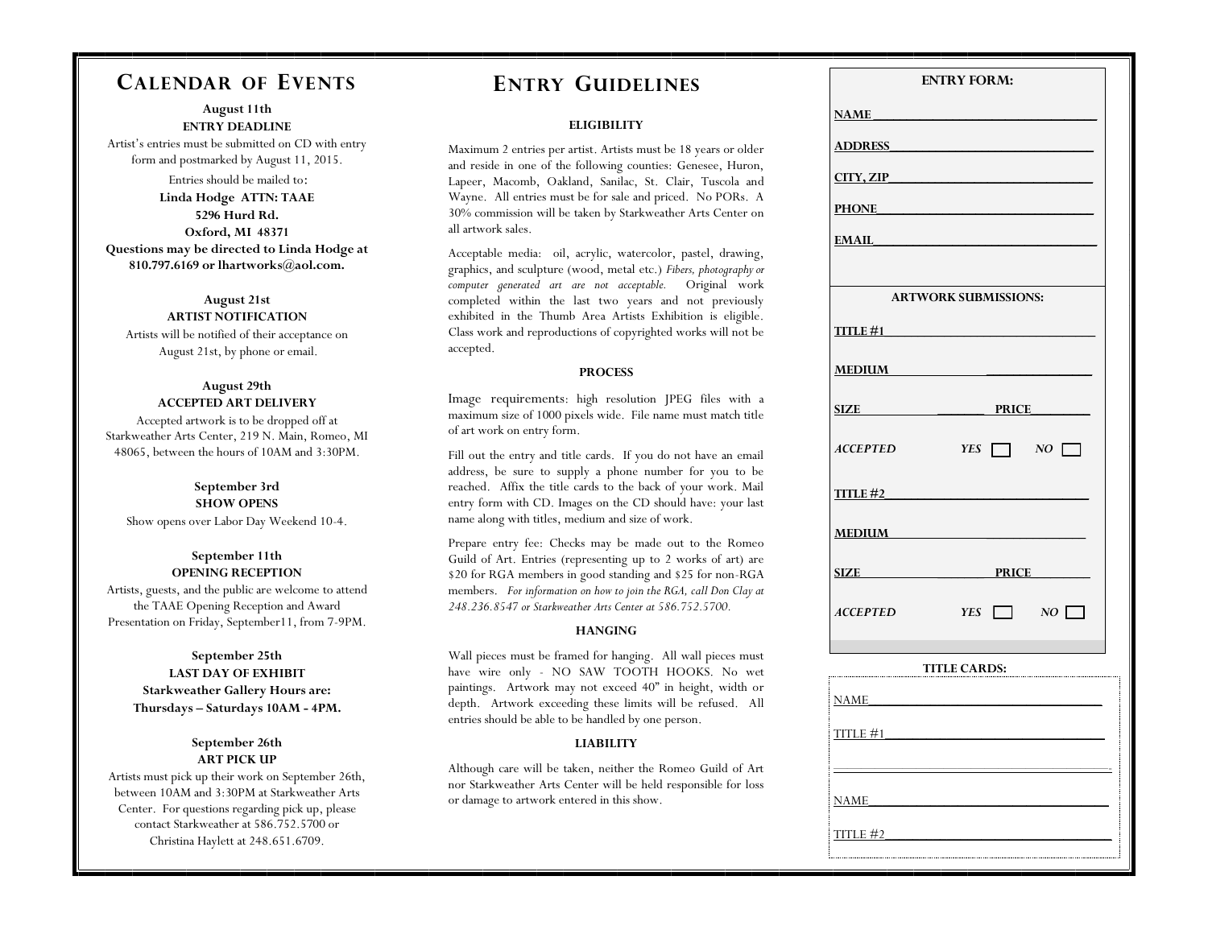# Calendar of Events

**August 11th**
**ENTRY DEADLINE**

Artist's entries must be submitted on CD with entry form and postmarked by August 11, 2015.

Entries should be mailed to:

**Linda Hodge ATTN: TAAE**
**5296 Hurd Rd.**
**Oxford, MI 48371**

**Questions may be directed to Linda Hodge at 810.797.6169 or lhartworks@aol.com.**

**August 21st**
**ARTIST NOTIFICATION**

Artists will be notified of their acceptance on August 21st, by phone or email.

**August 29th**
**ACCEPTED ART DELIVERY**

Accepted artwork is to be dropped off at Starkweather Arts Center, 219 N. Main, Romeo, MI 48065, between the hours of 10AM and 3:30PM.

**September 3rd**
**SHOW OPENS**

Show opens over Labor Day Weekend 10-4.

**September 11th**
**OPENING RECEPTION**

Artists, guests, and the public are welcome to attend the TAAE Opening Reception and Award Presentation on Friday, September11, from 7-9PM.

**September 25th**
**LAST DAY OF EXHIBIT**
**Starkweather Gallery Hours are:**
**Thursdays – Saturdays 10AM - 4PM.**

**September 26th**
**ART PICK UP**

Artists must pick up their work on September 26th, between 10AM and 3:30PM at Starkweather Arts Center. For questions regarding pick up, please contact Starkweather at 586.752.5700 or Christina Haylett at 248.651.6709.

# Entry Guidelines

## ELIGIBILITY

Maximum 2 entries per artist. Artists must be 18 years or older and reside in one of the following counties: Genesee, Huron, Lapeer, Macomb, Oakland, Sanilac, St. Clair, Tuscola and Wayne. All entries must be for sale and priced. No PORs. A 30% commission will be taken by Starkweather Arts Center on all artwork sales.

Acceptable media: oil, acrylic, watercolor, pastel, drawing, graphics, and sculpture (wood, metal etc.) *Fibers, photography or computer generated art are not acceptable.* Original work completed within the last two years and not previously exhibited in the Thumb Area Artists Exhibition is eligible. Class work and reproductions of copyrighted works will not be accepted.

## PROCESS

Image requirements: high resolution JPEG files with a maximum size of 1000 pixels wide. File name must match title of art work on entry form.

Fill out the entry and title cards. If you do not have an email address, be sure to supply a phone number for you to be reached. Affix the title cards to the back of your work. Mail entry form with CD. Images on the CD should have: your last name along with titles, medium and size of work.

Prepare entry fee: Checks may be made out to the Romeo Guild of Art. Entries (representing up to 2 works of art) are $20 for RGA members in good standing and $25 for non-RGA members. *For information on how to join the RGA, call Don Clay at 248.236.8547 or Starkweather Arts Center at 586.752.5700.*

## HANGING

Wall pieces must be framed for hanging. All wall pieces must have wire only - NO SAW TOOTH HOOKS. No wet paintings. Artwork may not exceed 40" in height, width or depth. Artwork exceeding these limits will be refused. All entries should be able to be handled by one person.

## LIABILITY

Although care will be taken, neither the Romeo Guild of Art nor Starkweather Arts Center will be held responsible for loss or damage to artwork entered in this show.

## ENTRY FORM:

**NAME**\_\_\_\_\_\_\_\_\_\_\_\_\_\_\_\_\_\_\_\_\_\_\_\_\_\_\_\_\_\_

**ADDRESS**\_\_\_\_\_\_\_\_\_\_\_\_\_\_\_\_\_\_\_\_\_\_\_\_\_\_\_

**CITY, ZIP**\_\_\_\_\_\_\_\_\_\_\_\_\_\_\_\_\_\_\_\_\_\_\_\_\_\_

**PHONE**\_\_\_\_\_\_\_\_\_\_\_\_\_\_\_\_\_\_\_\_\_\_\_\_\_\_\_\_\_

**EMAIL**\_\_\_\_\_\_\_\_\_\_\_\_\_\_\_\_\_\_\_\_\_\_\_\_\_\_\_\_\_

**ARTWORK SUBMISSIONS:**

**TITLE #1**\_\_\_\_\_\_\_\_\_\_\_\_\_\_\_\_\_\_\_\_\_\_\_\_\_\_\_

**MEDIUM**\_\_\_\_\_\_\_\_\_\_\_\_\_\_\_\_\_\_\_\_\_\_\_\_\_\_\_

**SIZE**\_\_\_\_\_\_\_\_\_\_ **PRICE**\_\_\_\_\_\_\_\_\_\_

***ACCEPTED*** ***YES*** ☐ ***NO*** ☐

**TITLE #2**\_\_\_\_\_\_\_\_\_\_\_\_\_\_\_\_\_\_\_\_\_\_\_\_\_\_\_

**MEDIUM**\_\_\_\_\_\_\_\_\_\_\_\_\_\_\_\_\_\_\_\_\_\_\_\_\_\_\_

**SIZE**\_\_\_\_\_\_\_\_\_\_ **PRICE**\_\_\_\_\_\_\_\_\_\_

***ACCEPTED*** ***YES*** ☐ ***NO*** ☐

**TITLE CARDS:**

NAME\_\_\_\_\_\_\_\_\_\_\_\_\_\_\_\_\_\_\_\_\_\_\_\_\_\_\_\_\_\_

TITLE #1\_\_\_\_\_\_\_\_\_\_\_\_\_\_\_\_\_\_\_\_\_\_\_\_\_\_\_\_

NAME\_\_\_\_\_\_\_\_\_\_\_\_\_\_\_\_\_\_\_\_\_\_\_\_\_\_\_\_\_\_

TITLE #2\_\_\_\_\_\_\_\_\_\_\_\_\_\_\_\_\_\_\_\_\_\_\_\_\_\_\_\_